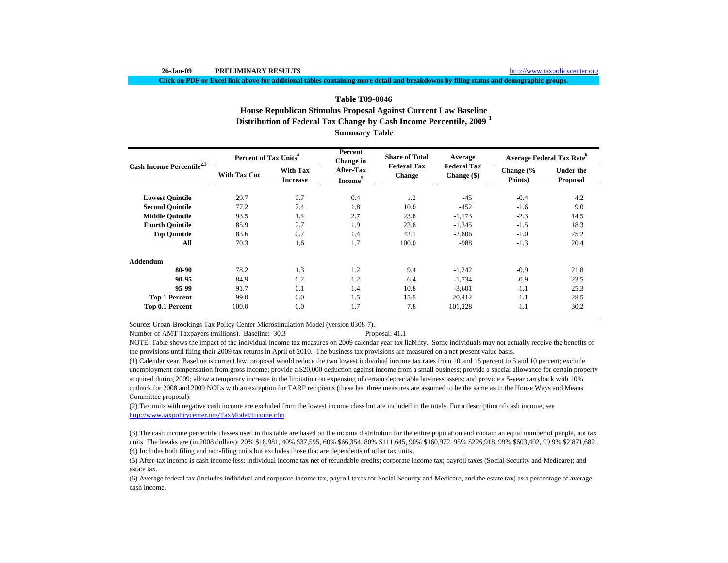26-Jan-09 **PRELIMINARY RESULTS** http://www.taxpolicycenter.org

**Click on PDF or Excel link above for additional tables containing more detail and breakdowns by filing status and demographic groups.**

## Table T09-0046
## House Republican Stimulus Proposal Against Current Law Baseline
## Distribution of Federal Tax Change by Cash Income Percentile, 2009 [1]
## Summary Table

| Cash Income Percentile[2,3] | Percent of Tax Units[4] | | Percent Change in After-Tax Income[5] | Share of Total Federal Tax Change | Average Federal Tax Change ($) | Average Federal Tax Rate[6] | |
|---|---|---|---|---|---|---|---|
| | With Tax Cut | With Tax Increase | | | | Change (% Points) | Under the Proposal |
| **Lowest Quintile** | 29.7 | 0.7 | 0.4 | 1.2 | -45 | -0.4 | 4.2 |
| **Second Quintile** | 77.2 | 2.4 | 1.8 | 10.0 | -452 | -1.6 | 9.0 |
| **Middle Quintile** | 93.5 | 1.4 | 2.7 | 23.8 | -1,173 | -2.3 | 14.5 |
| **Fourth Quintile** | 85.9 | 2.7 | 1.9 | 22.8 | -1,345 | -1.5 | 18.3 |
| **Top Quintile** | 83.6 | 0.7 | 1.4 | 42.1 | -2,806 | -1.0 | 25.2 |
| **All** | 70.3 | 1.6 | 1.7 | 100.0 | -988 | -1.3 | 20.4 |
| **Addendum** | | | | | | | |
| **80-90** | 78.2 | 1.3 | 1.2 | 9.4 | -1,242 | -0.9 | 21.8 |
| **90-95** | 84.9 | 0.2 | 1.2 | 6.4 | -1,734 | -0.9 | 23.5 |
| **95-99** | 91.7 | 0.1 | 1.4 | 10.8 | -3,601 | -1.1 | 25.3 |
| **Top 1 Percent** | 99.0 | 0.0 | 1.5 | 15.5 | -20,412 | -1.1 | 28.5 |
| **Top 0.1 Percent** | 100.0 | 0.0 | 1.7 | 7.8 | -101,228 | -1.1 | 30.2 |

Source: Urban-Brookings Tax Policy Center Microsimulation Model (version 0308-7).

Number of AMT Taxpayers (millions). Baseline: 30.3 Proposal: 41.1

NOTE: Table shows the impact of the individual income tax measures on 2009 calendar year tax liability. Some individuals may not actually receive the benefits of the provisions until filing their 2009 tax returns in April of 2010. The business tax provisions are measured on a net present value basis.

(1) Calendar year. Baseline is current law, proposal would reduce the two lowest individual income tax rates from 10 and 15 percent to 5 and 10 percent; exclude unemployment compensation from gross income; provide a $20,000 deduction against income from a small business; provide a special allowance for certain property acquired during 2009; allow a temporary increase in the limitation on expensing of certain depreciable business assets; and provide a 5-year carryback with 10% cutback for 2008 and 2009 NOLs with an exception for TARP recipients (these last three measures are assumed to be the same as in the House Ways and Means Committee proposal).

(2) Tax units with negative cash income are excluded from the lowest income class but are included in the totals. For a description of cash income, see http://www.taxpolicycenter.org/TaxModel/income.cfm

(3) The cash income percentile classes used in this table are based on the income distribution for the entire population and contain an equal number of people, not tax units. The breaks are (in 2008 dollars): 20% $18,981, 40% $37,595, 60% $66,354, 80% $111,645, 90% $160,972, 95% $226,918, 99% $603,402, 99.9% $2,871,682.

(4) Includes both filing and non-filing units but excludes those that are dependents of other tax units.

(5) After-tax income is cash income less: individual income tax net of refundable credits; corporate income tax; payroll taxes (Social Security and Medicare); and estate tax.

(6) Average federal tax (includes individual and corporate income tax, payroll taxes for Social Security and Medicare, and the estate tax) as a percentage of average cash income.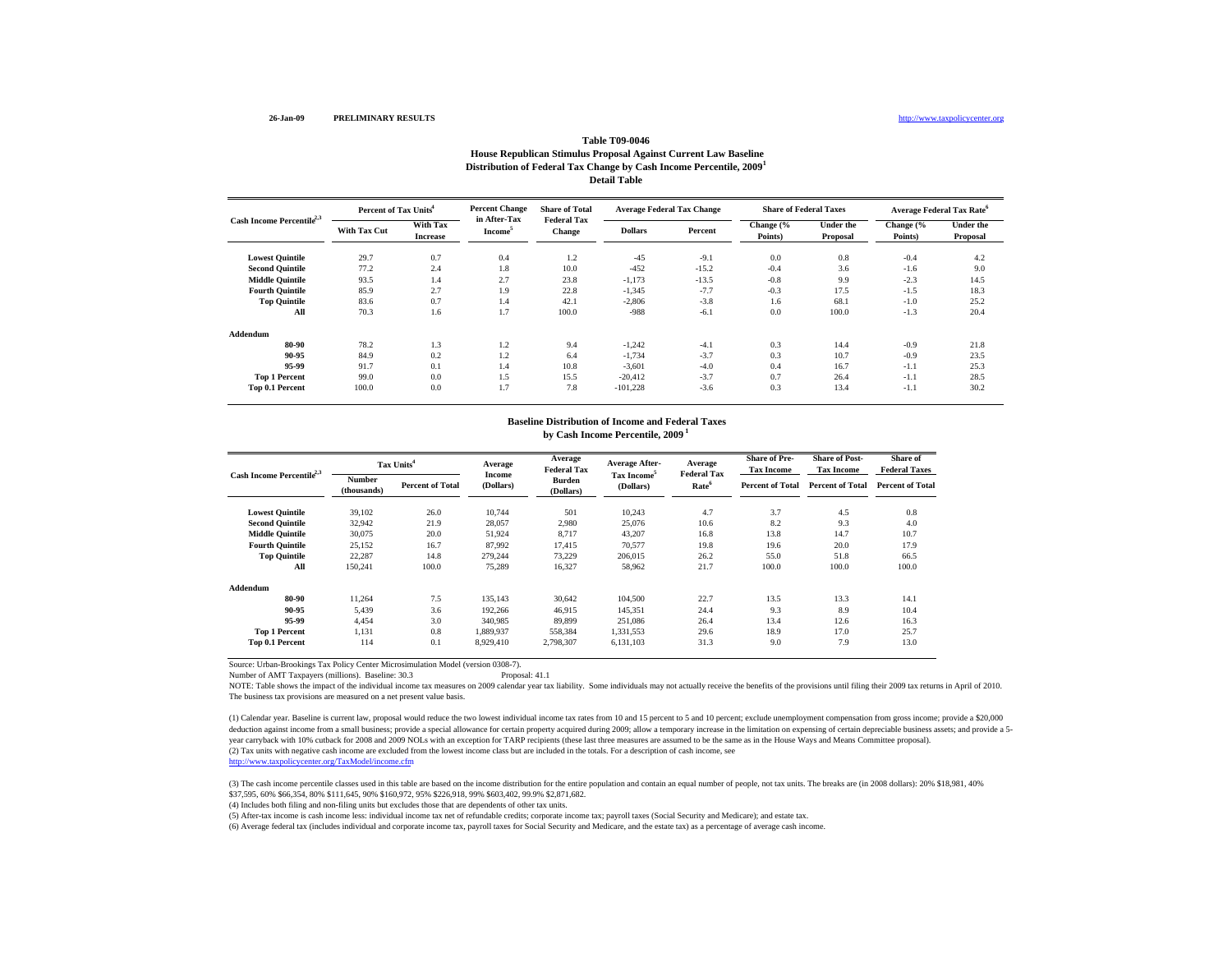26-Jan-09 **PRELIMINARY RESULTS** http://www.taxpolicycenter.org

## Table T09-0046
### House Republican Stimulus Proposal Against Current Law Baseline
### Distribution of Federal Tax Change by Cash Income Percentile, 2009[1]
### Detail Table

| Cash Income Percentile[2,3] | Percent of Tax Units[4] | | Percent Change in After-Tax Income[5] | Share of Total Federal Tax Change | Average Federal Tax Change | | Share of Federal Taxes | | Average Federal Tax Rate[6] | |
|---|---|---|---|---|---|---|---|---|---|---|
| | With Tax Cut | With Tax Increase | | | Dollars | Percent | Change (% Points) | Under the Proposal | Change (% Points) | Under the Proposal |
| Lowest Quintile | 29.7 | 0.7 | 0.4 | 1.2 | -45 | -9.1 | 0.0 | 0.8 | -0.4 | 4.2 |
| Second Quintile | 77.2 | 2.4 | 1.8 | 10.0 | -452 | -15.2 | -0.4 | 3.6 | -1.6 | 9.0 |
| Middle Quintile | 93.5 | 1.4 | 2.7 | 23.8 | -1,173 | -13.5 | -0.8 | 9.9 | -2.3 | 14.5 |
| Fourth Quintile | 85.9 | 2.7 | 1.9 | 22.8 | -1,345 | -7.7 | -0.3 | 17.5 | -1.5 | 18.3 |
| Top Quintile | 83.6 | 0.7 | 1.4 | 42.1 | -2,806 | -3.8 | 1.6 | 68.1 | -1.0 | 25.2 |
| All | 70.3 | 1.6 | 1.7 | 100.0 | -988 | -6.1 | 0.0 | 100.0 | -1.3 | 20.4 |
| **Addendum** | | | | | | | | | | |
| 80-90 | 78.2 | 1.3 | 1.2 | 9.4 | -1,242 | -4.1 | 0.3 | 14.4 | -0.9 | 21.8 |
| 90-95 | 84.9 | 0.2 | 1.2 | 6.4 | -1,734 | -3.7 | 0.3 | 10.7 | -0.9 | 23.5 |
| 95-99 | 91.7 | 0.1 | 1.4 | 10.8 | -3,601 | -4.0 | 0.4 | 16.7 | -1.1 | 25.3 |
| Top 1 Percent | 99.0 | 0.0 | 1.5 | 15.5 | -20,412 | -3.7 | 0.7 | 26.4 | -1.1 | 28.5 |
| Top 0.1 Percent | 100.0 | 0.0 | 1.7 | 7.8 | -101,228 | -3.6 | 0.3 | 13.4 | -1.1 | 30.2 |

### Baseline Distribution of Income and Federal Taxes
### by Cash Income Percentile, 2009[1]

| Cash Income Percentile[2,3] | Tax Units[4] | | Average Income (Dollars) | Average Federal Tax Burden (Dollars) | Average After-Tax Income[5] (Dollars) | Average Federal Tax Rate[6] | Share of Pre-Tax Income | Share of Post-Tax Income | Share of Federal Taxes |
|---|---|---|---|---|---|---|---|---|---|
| | Number (thousands) | Percent of Total | | | | | Percent of Total | Percent of Total | Percent of Total |
| Lowest Quintile | 39,102 | 26.0 | 10,744 | 501 | 10,243 | 4.7 | 3.7 | 4.5 | 0.8 |
| Second Quintile | 32,942 | 21.9 | 28,057 | 2,980 | 25,076 | 10.6 | 8.2 | 9.3 | 4.0 |
| Middle Quintile | 30,075 | 20.0 | 51,924 | 8,717 | 43,207 | 16.8 | 13.8 | 14.7 | 10.7 |
| Fourth Quintile | 25,152 | 16.7 | 87,992 | 17,415 | 70,577 | 19.8 | 19.6 | 20.0 | 17.9 |
| Top Quintile | 22,287 | 14.8 | 279,244 | 73,229 | 206,015 | 26.2 | 55.0 | 51.8 | 66.5 |
| All | 150,241 | 100.0 | 75,289 | 16,327 | 58,962 | 21.7 | 100.0 | 100.0 | 100.0 |
| **Addendum** | | | | | | | | | |
| 80-90 | 11,264 | 7.5 | 135,143 | 30,642 | 104,500 | 22.7 | 13.5 | 13.3 | 14.1 |
| 90-95 | 5,439 | 3.6 | 192,266 | 46,915 | 145,351 | 24.4 | 9.3 | 8.9 | 10.4 |
| 95-99 | 4,454 | 3.0 | 340,985 | 89,899 | 251,086 | 26.4 | 13.4 | 12.6 | 16.3 |
| Top 1 Percent | 1,131 | 0.8 | 1,889,937 | 558,384 | 1,331,553 | 29.6 | 18.9 | 17.0 | 25.7 |
| Top 0.1 Percent | 114 | 0.1 | 8,929,410 | 2,798,307 | 6,131,103 | 31.3 | 9.0 | 7.9 | 13.0 |

Source: Urban-Brookings Tax Policy Center Microsimulation Model (version 0308-7).

Number of AMT Taxpayers (millions). Baseline: 30.3 Proposal: 41.1

NOTE: Table shows the impact of the individual income tax measures on 2009 calendar year tax liability. Some individuals may not actually receive the benefits of the provisions until filing their 2009 tax returns in April of 2010. The business tax provisions are measured on a net present value basis.

(1) Calendar year. Baseline is current law, proposal would reduce the two lowest individual income tax rates from 10 and 15 percent to 5 and 10 percent; exclude unemployment compensation from gross income; provide a $20,000 deduction against income from a small business; provide a special allowance for certain property acquired during 2009; allow a temporary increase in the limitation on expensing of certain depreciable business assets; and provide a 5-year carryback with 10% cutback for 2008 and 2009 NOLs with an exception for TARP recipients (these last three measures are assumed to be the same as in the House Ways and Means Committee proposal).

(2) Tax units with negative cash income are excluded from the lowest income class but are included in the totals. For a description of cash income, see http://www.taxpolicycenter.org/TaxModel/income.cfm

(3) The cash income percentile classes used in this table are based on the income distribution for the entire population and contain an equal number of people, not tax units. The breaks are (in 2008 dollars): 20% $18,981, 40% $37,595, 60% $66,354, 80% $111,645, 90% $160,972, 95% $226,918, 99% $603,402, 99.9% $2,871,682.

(4) Includes both filing and non-filing units but excludes those that are dependents of other tax units.

(5) After-tax income is cash income less: individual income tax net of refundable credits; corporate income tax; payroll taxes (Social Security and Medicare); and estate tax.

(6) Average federal tax (includes individual and corporate income tax, payroll taxes for Social Security and Medicare, and the estate tax) as a percentage of average cash income.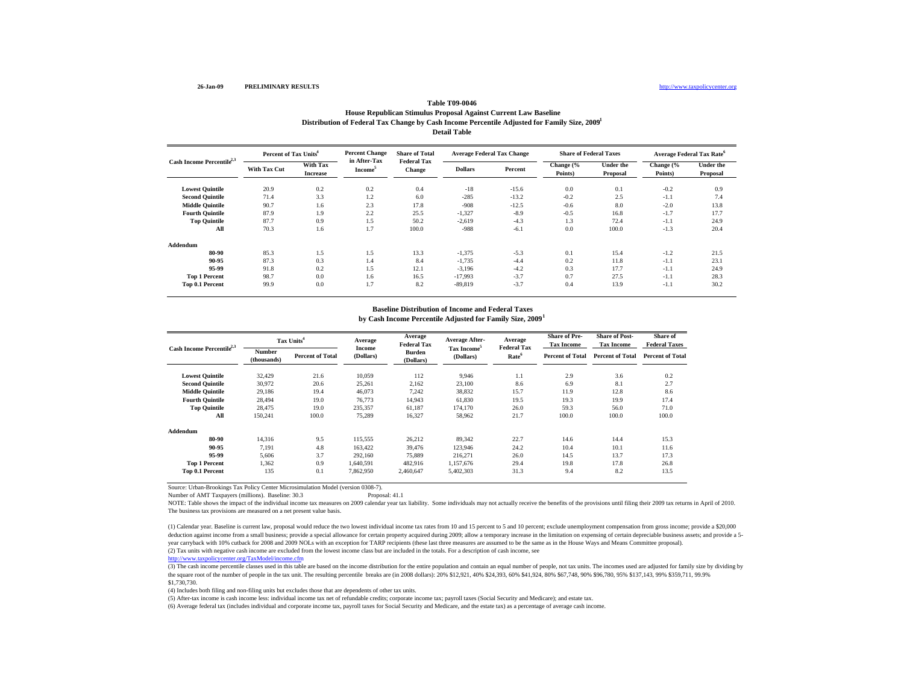26-Jan-09 PRELIMINARY RESULTS http://www.taxpolicycenter.org

# Table T09-0046
## House Republican Stimulus Proposal Against Current Law Baseline
## Distribution of Federal Tax Change by Cash Income Percentile Adjusted for Family Size, 2009[1]
### Detail Table

| Cash Income Percentile[2,3] | Percent of Tax Units[4] | | Percent Change in After-Tax Income[5] | Share of Total Federal Tax Change | Average Federal Tax Change | | Share of Federal Taxes | | Average Federal Tax Rate[6] | |
|---|---|---|---|---|---|---|---|---|---|---|
| | With Tax Cut | With Tax Increase | | | Dollars | Percent | Change (% Points) | Under the Proposal | Change (% Points) | Under the Proposal |
| Lowest Quintile | 20.9 | 0.2 | 0.2 | 0.4 | -18 | -15.6 | 0.0 | 0.1 | -0.2 | 0.9 |
| Second Quintile | 71.4 | 3.3 | 1.2 | 6.0 | -285 | -13.2 | -0.2 | 2.5 | -1.1 | 7.4 |
| Middle Quintile | 90.7 | 1.6 | 2.3 | 17.8 | -908 | -12.5 | -0.6 | 8.0 | -2.0 | 13.8 |
| Fourth Quintile | 87.9 | 1.9 | 2.2 | 25.5 | -1,327 | -8.9 | -0.5 | 16.8 | -1.7 | 17.7 |
| Top Quintile | 87.7 | 0.9 | 1.5 | 50.2 | -2,619 | -4.3 | 1.3 | 72.4 | -1.1 | 24.9 |
| All | 70.3 | 1.6 | 1.7 | 100.0 | -988 | -6.1 | 0.0 | 100.0 | -1.3 | 20.4 |
| **Addendum** | | | | | | | | | | |
| 80-90 | 85.3 | 1.5 | 1.5 | 13.3 | -1,375 | -5.3 | 0.1 | 15.4 | -1.2 | 21.5 |
| 90-95 | 87.3 | 0.3 | 1.4 | 8.4 | -1,735 | -4.4 | 0.2 | 11.8 | -1.1 | 23.1 |
| 95-99 | 91.8 | 0.2 | 1.5 | 12.1 | -3,196 | -4.2 | 0.3 | 17.7 | -1.1 | 24.9 |
| Top 1 Percent | 98.7 | 0.0 | 1.6 | 16.5 | -17,993 | -3.7 | 0.7 | 27.5 | -1.1 | 28.3 |
| Top 0.1 Percent | 99.9 | 0.0 | 1.7 | 8.2 | -89,819 | -3.7 | 0.4 | 13.9 | -1.1 | 30.2 |

## Baseline Distribution of Income and Federal Taxes
## by Cash Income Percentile Adjusted for Family Size, 2009[1]

| Cash Income Percentile[2,3] | Tax Units[4] | | Average Income (Dollars) | Average Federal Tax Burden (Dollars) | Average After-Tax Income[5] (Dollars) | Average Federal Tax Rate[6] | Share of Pre-Tax Income | Share of Post-Tax Income | Share of Federal Taxes |
|---|---|---|---|---|---|---|---|---|---|
| | Number (thousands) | Percent of Total | | | | | Percent of Total | Percent of Total | Percent of Total |
| Lowest Quintile | 32,429 | 21.6 | 10,059 | 112 | 9,946 | 1.1 | 2.9 | 3.6 | 0.2 |
| Second Quintile | 30,972 | 20.6 | 25,261 | 2,162 | 23,100 | 8.6 | 6.9 | 8.1 | 2.7 |
| Middle Quintile | 29,186 | 19.4 | 46,073 | 7,242 | 38,832 | 15.7 | 11.9 | 12.8 | 8.6 |
| Fourth Quintile | 28,494 | 19.0 | 76,773 | 14,943 | 61,830 | 19.5 | 19.3 | 19.9 | 17.4 |
| Top Quintile | 28,475 | 19.0 | 235,357 | 61,187 | 174,170 | 26.0 | 59.3 | 56.0 | 71.0 |
| All | 150,241 | 100.0 | 75,289 | 16,327 | 58,962 | 21.7 | 100.0 | 100.0 | 100.0 |
| **Addendum** | | | | | | | | | |
| 80-90 | 14,316 | 9.5 | 115,555 | 26,212 | 89,342 | 22.7 | 14.6 | 14.4 | 15.3 |
| 90-95 | 7,191 | 4.8 | 163,422 | 39,476 | 123,946 | 24.2 | 10.4 | 10.1 | 11.6 |
| 95-99 | 5,606 | 3.7 | 292,160 | 75,889 | 216,271 | 26.0 | 14.5 | 13.7 | 17.3 |
| Top 1 Percent | 1,362 | 0.9 | 1,640,591 | 482,916 | 1,157,676 | 29.4 | 19.8 | 17.8 | 26.8 |
| Top 0.1 Percent | 135 | 0.1 | 7,862,950 | 2,460,647 | 5,402,303 | 31.3 | 9.4 | 8.2 | 13.5 |

Source: Urban-Brookings Tax Policy Center Microsimulation Model (version 0308-7).

Number of AMT Taxpayers (millions). Baseline: 30.3 Proposal: 41.1

NOTE: Table shows the impact of the individual income tax measures on 2009 calendar year tax liability. Some individuals may not actually receive the benefits of the provisions until filing their 2009 tax returns in April of 2010. The business tax provisions are measured on a net present value basis.

(1) Calendar year. Baseline is current law, proposal would reduce the two lowest individual income tax rates from 10 and 15 percent to 5 and 10 percent; exclude unemployment compensation from gross income; provide a $20,000 deduction against income from a small business; provide a special allowance for certain property acquired during 2009; allow a temporary increase in the limitation on expensing of certain depreciable business assets; and provide a 5-year carryback with 10% cutback for 2008 and 2009 NOLs with an exception for TARP recipients (these last three measures are assumed to be the same as in the House Ways and Means Committee proposal).

(2) Tax units with negative cash income are excluded from the lowest income class but are included in the totals. For a description of cash income, see http://www.taxpolicycenter.org/TaxModel/income.cfm

(3) The cash income percentile classes used in this table are based on the income distribution for the entire population and contain an equal number of people, not tax units. The incomes used are adjusted for family size by dividing by the square root of the number of people in the tax unit. The resulting percentile breaks are (in 2008 dollars): 20% $12,921, 40% $24,393, 60% $41,924, 80% $67,748, 90% $96,780, 95% $137,143, 99% $359,711, 99.9% $1,730,730.

(4) Includes both filing and non-filing units but excludes those that are dependents of other tax units.

(5) After-tax income is cash income less: individual income tax net of refundable credits; corporate income tax; payroll taxes (Social Security and Medicare); and estate tax.

(6) Average federal tax (includes individual and corporate income tax, payroll taxes for Social Security and Medicare, and the estate tax) as a percentage of average cash income.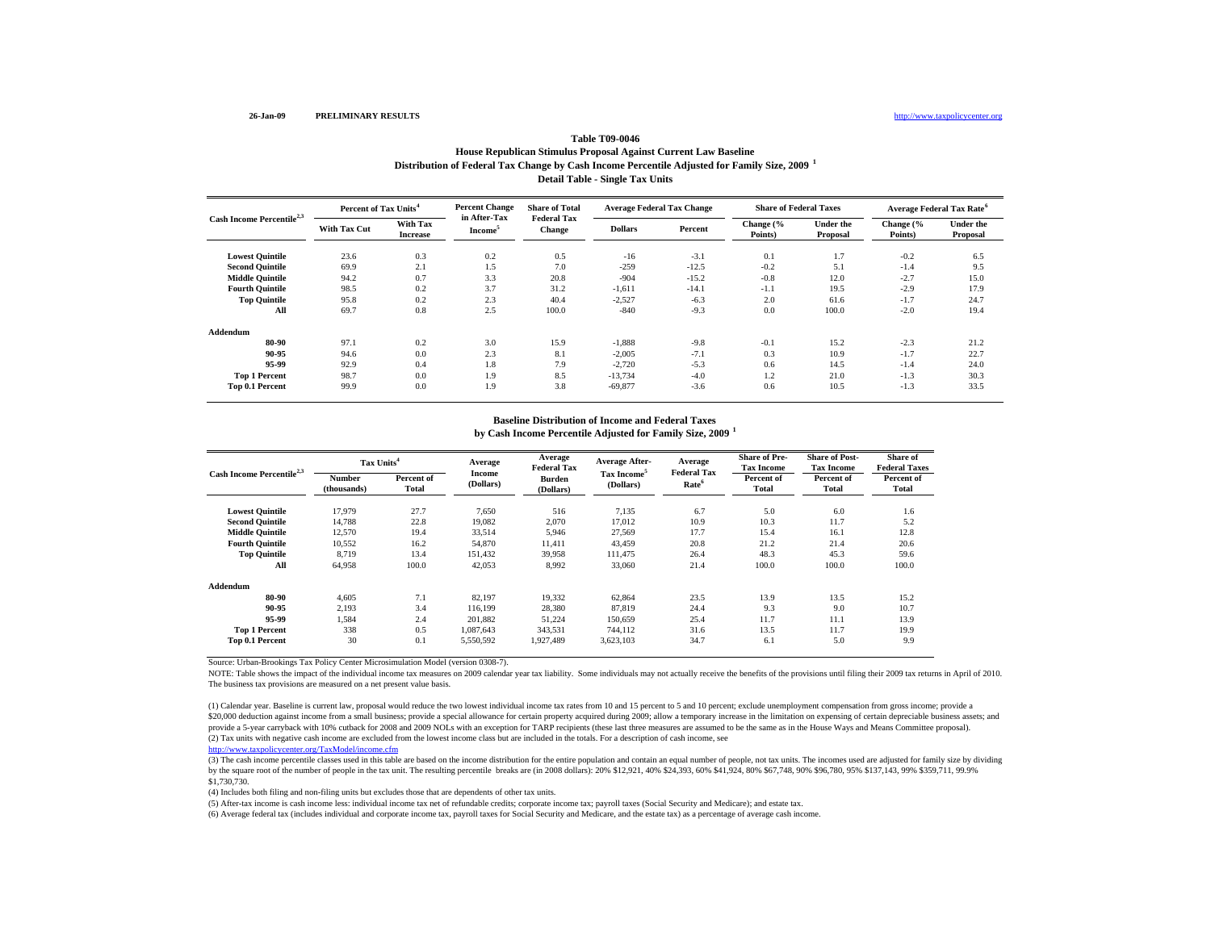26-Jan-09 PRELIMINARY RESULTS http://www.taxpolicycenter.org

**Table T09-0046**

**House Republican Stimulus Proposal Against Current Law Baseline**

**Distribution of Federal Tax Change by Cash Income Percentile Adjusted for Family Size, 2009** [1]

**Detail Table - Single Tax Units**

| Cash Income Percentile[2,3] | Percent of Tax Units[4] | | Percent Change in After-Tax Income[5] | Share of Total Federal Tax Change | Average Federal Tax Change | | Share of Federal Taxes | | Average Federal Tax Rate[6] | |
|---|---|---|---|---|---|---|---|---|---|---|
| | With Tax Cut | With Tax Increase | | | Dollars | Percent | Change (% Points) | Under the Proposal | Change (% Points) | Under the Proposal |
| Lowest Quintile | 23.6 | 0.3 | 0.2 | 0.5 | -16 | -3.1 | 0.1 | 1.7 | -0.2 | 6.5 |
| Second Quintile | 69.9 | 2.1 | 1.5 | 7.0 | -259 | -12.5 | -0.2 | 5.1 | -1.4 | 9.5 |
| Middle Quintile | 94.2 | 0.7 | 3.3 | 20.8 | -904 | -15.2 | -0.8 | 12.0 | -2.7 | 15.0 |
| Fourth Quintile | 98.5 | 0.2 | 3.7 | 31.2 | -1,611 | -14.1 | -1.1 | 19.5 | -2.9 | 17.9 |
| Top Quintile | 95.8 | 0.2 | 2.3 | 40.4 | -2,527 | -6.3 | 2.0 | 61.6 | -1.7 | 24.7 |
| All | 69.7 | 0.8 | 2.5 | 100.0 | -840 | -9.3 | 0.0 | 100.0 | -2.0 | 19.4 |
| **Addendum** | | | | | | | | | | |
| 80-90 | 97.1 | 0.2 | 3.0 | 15.9 | -1,888 | -9.8 | -0.1 | 15.2 | -2.3 | 21.2 |
| 90-95 | 94.6 | 0.0 | 2.3 | 8.1 | -2,005 | -7.1 | 0.3 | 10.9 | -1.7 | 22.7 |
| 95-99 | 92.9 | 0.4 | 1.8 | 7.9 | -2,720 | -5.3 | 0.6 | 14.5 | -1.4 | 24.0 |
| Top 1 Percent | 98.7 | 0.0 | 1.9 | 8.5 | -13,734 | -4.0 | 1.2 | 21.0 | -1.3 | 30.3 |
| Top 0.1 Percent | 99.9 | 0.0 | 1.9 | 3.8 | -69,877 | -3.6 | 0.6 | 10.5 | -1.3 | 33.5 |

**Baseline Distribution of Income and Federal Taxes**

**by Cash Income Percentile Adjusted for Family Size, 2009** [1]

| Cash Income Percentile[2,3] | Tax Units[4] | | Average Income (Dollars) | Average Federal Tax Burden (Dollars) | Average After-Tax Income[5] (Dollars) | Average Federal Tax Rate[6] | Share of Pre-Tax Income | Share of Post-Tax Income | Share of Federal Taxes |
|---|---|---|---|---|---|---|---|---|---|
| | Number (thousands) | Percent of Total | | | | | Percent of Total | Percent of Total | Percent of Total |
| Lowest Quintile | 17,979 | 27.7 | 7,650 | 516 | 7,135 | 6.7 | 5.0 | 6.0 | 1.6 |
| Second Quintile | 14,788 | 22.8 | 19,082 | 2,070 | 17,012 | 10.9 | 10.3 | 11.7 | 5.2 |
| Middle Quintile | 12,570 | 19.4 | 33,514 | 5,946 | 27,569 | 17.7 | 15.4 | 16.1 | 12.8 |
| Fourth Quintile | 10,552 | 16.2 | 54,870 | 11,411 | 43,459 | 20.8 | 21.2 | 21.4 | 20.6 |
| Top Quintile | 8,719 | 13.4 | 151,432 | 39,958 | 111,475 | 26.4 | 48.3 | 45.3 | 59.6 |
| All | 64,958 | 100.0 | 42,053 | 8,992 | 33,060 | 21.4 | 100.0 | 100.0 | 100.0 |
| **Addendum** | | | | | | | | | |
| 80-90 | 4,605 | 7.1 | 82,197 | 19,332 | 62,864 | 23.5 | 13.9 | 13.5 | 15.2 |
| 90-95 | 2,193 | 3.4 | 116,199 | 28,380 | 87,819 | 24.4 | 9.3 | 9.0 | 10.7 |
| 95-99 | 1,584 | 2.4 | 201,882 | 51,224 | 150,659 | 25.4 | 11.7 | 11.1 | 13.9 |
| Top 1 Percent | 338 | 0.5 | 1,087,643 | 343,531 | 744,112 | 31.6 | 13.5 | 11.7 | 19.9 |
| Top 0.1 Percent | 30 | 0.1 | 5,550,592 | 1,927,489 | 3,623,103 | 34.7 | 6.1 | 5.0 | 9.9 |

Source: Urban-Brookings Tax Policy Center Microsimulation Model (version 0308-7).

NOTE: Table shows the impact of the individual income tax measures on 2009 calendar year tax liability. Some individuals may not actually receive the benefits of the provisions until filing their 2009 tax returns in April of 2010. The business tax provisions are measured on a net present value basis.

(1) Calendar year. Baseline is current law, proposal would reduce the two lowest individual income tax rates from 10 and 15 percent to 5 and 10 percent; exclude unemployment compensation from gross income; provide a $20,000 deduction against income from a small business; provide a special allowance for certain property acquired during 2009; allow a temporary increase in the limitation on expensing of certain depreciable business assets; and provide a 5-year carryback with 10% cutback for 2008 and 2009 NOLs with an exception for TARP recipients (these last three measures are assumed to be the same as in the House Ways and Means Committee proposal).

(2) Tax units with negative cash income are excluded from the lowest income class but are included in the totals. For a description of cash income, see http://www.taxpolicycenter.org/TaxModel/income.cfm

(3) The cash income percentile classes used in this table are based on the income distribution for the entire population and contain an equal number of people, not tax units. The incomes used are adjusted for family size by dividing by the square root of the number of people in the tax unit. The resulting percentile breaks are (in 2008 dollars): 20% $12,921, 40% $24,393, 60% $41,924, 80% $67,748, 90% $96,780, 95% $137,143, 99% $359,711, 99.9% $1,730,730.

(4) Includes both filing and non-filing units but excludes those that are dependents of other tax units.

(5) After-tax income is cash income less: individual income tax net of refundable credits; corporate income tax; payroll taxes (Social Security and Medicare); and estate tax.

(6) Average federal tax (includes individual and corporate income tax, payroll taxes for Social Security and Medicare, and the estate tax) as a percentage of average cash income.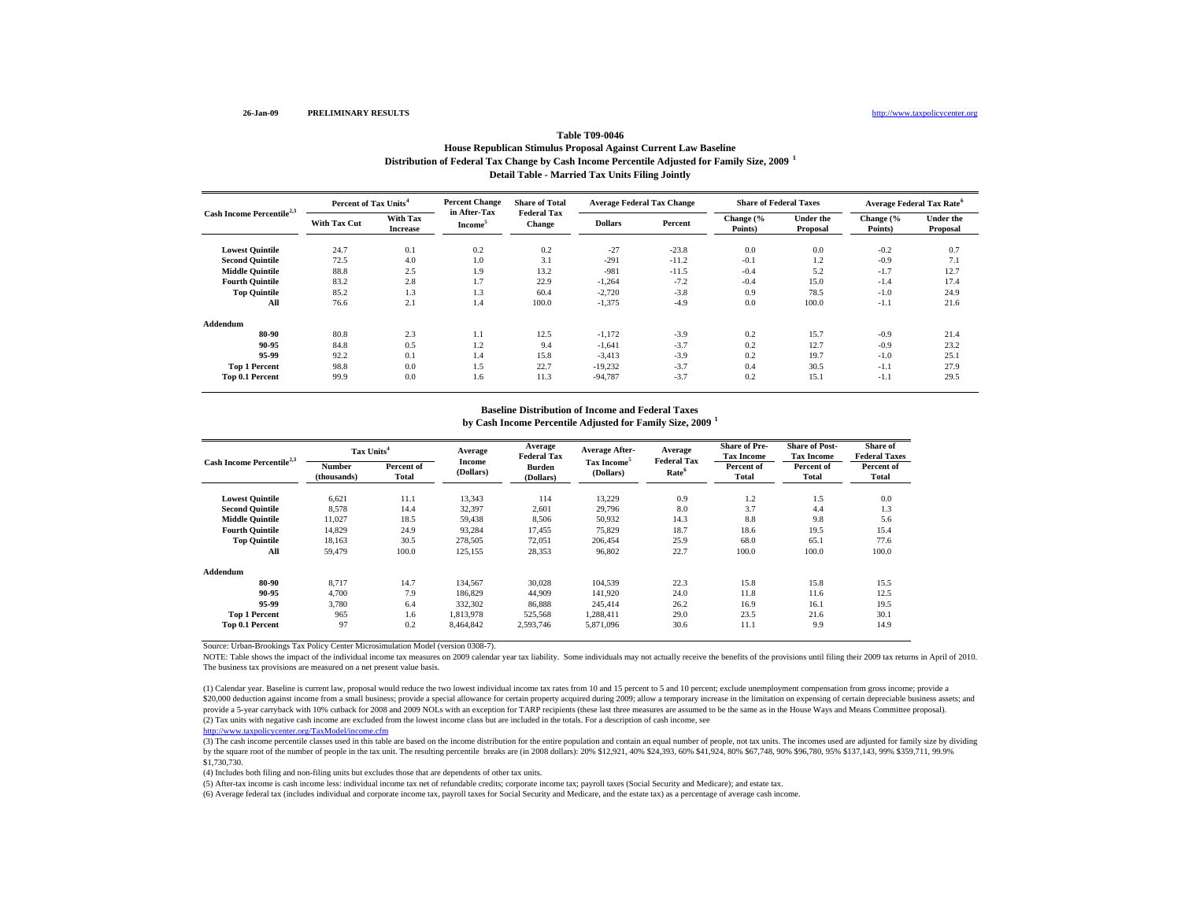26-Jan-09 PRELIMINARY RESULTS http://www.taxpolicycenter.org

## Table T09-0046

### House Republican Stimulus Proposal Against Current Law Baseline
### Distribution of Federal Tax Change by Cash Income Percentile Adjusted for Family Size, 2009 [1]
### Detail Table - Married Tax Units Filing Jointly

| Cash Income Percentile[2,3] | Percent of Tax Units[4] | | Percent Change in After-Tax Income[5] | Share of Total Federal Tax Change | Average Federal Tax Change | | Share of Federal Taxes | | Average Federal Tax Rate[6] | |
|---|---|---|---|---|---|---|---|---|---|---|
| | With Tax Cut | With Tax Increase | | | Dollars | Percent | Change (% Points) | Under the Proposal | Change (% Points) | Under the Proposal |
| Lowest Quintile | 24.7 | 0.1 | 0.2 | 0.2 | -27 | -23.8 | 0.0 | 0.0 | -0.2 | 0.7 |
| Second Quintile | 72.5 | 4.0 | 1.0 | 3.1 | -291 | -11.2 | -0.1 | 1.2 | -0.9 | 7.1 |
| Middle Quintile | 88.8 | 2.5 | 1.9 | 13.2 | -981 | -11.5 | -0.4 | 5.2 | -1.7 | 12.7 |
| Fourth Quintile | 83.2 | 2.8 | 1.7 | 22.9 | -1,264 | -7.2 | -0.4 | 15.0 | -1.4 | 17.4 |
| Top Quintile | 85.2 | 1.3 | 1.3 | 60.4 | -2,720 | -3.8 | 0.9 | 78.5 | -1.0 | 24.9 |
| All | 76.6 | 2.1 | 1.4 | 100.0 | -1,375 | -4.9 | 0.0 | 100.0 | -1.1 | 21.6 |
| **Addendum** | | | | | | | | | | |
| 80-90 | 80.8 | 2.3 | 1.1 | 12.5 | -1,172 | -3.9 | 0.2 | 15.7 | -0.9 | 21.4 |
| 90-95 | 84.8 | 0.5 | 1.2 | 9.4 | -1,641 | -3.7 | 0.2 | 12.7 | -0.9 | 23.2 |
| 95-99 | 92.2 | 0.1 | 1.4 | 15.8 | -3,413 | -3.9 | 0.2 | 19.7 | -1.0 | 25.1 |
| Top 1 Percent | 98.8 | 0.0 | 1.5 | 22.7 | -19,232 | -3.7 | 0.4 | 30.5 | -1.1 | 27.9 |
| Top 0.1 Percent | 99.9 | 0.0 | 1.6 | 11.3 | -94,787 | -3.7 | 0.2 | 15.1 | -1.1 | 29.5 |

### Baseline Distribution of Income and Federal Taxes
### by Cash Income Percentile Adjusted for Family Size, 2009 [1]

| Cash Income Percentile[2,3] | Tax Units[4] | | Average Income (Dollars) | Average Federal Tax Burden (Dollars) | Average After-Tax Income[5] (Dollars) | Average Federal Tax Rate[6] | Share of Pre-Tax Income | Share of Post-Tax Income | Share of Federal Taxes |
|---|---|---|---|---|---|---|---|---|---|
| | Number (thousands) | Percent of Total | | | | | Percent of Total | Percent of Total | Percent of Total |
| Lowest Quintile | 6,621 | 11.1 | 13,343 | 114 | 13,229 | 0.9 | 1.2 | 1.5 | 0.0 |
| Second Quintile | 8,578 | 14.4 | 32,397 | 2,601 | 29,796 | 8.0 | 3.7 | 4.4 | 1.3 |
| Middle Quintile | 11,027 | 18.5 | 59,438 | 8,506 | 50,932 | 14.3 | 8.8 | 9.8 | 5.6 |
| Fourth Quintile | 14,829 | 24.9 | 93,284 | 17,455 | 75,829 | 18.7 | 18.6 | 19.5 | 15.4 |
| Top Quintile | 18,163 | 30.5 | 278,505 | 72,051 | 206,454 | 25.9 | 68.0 | 65.1 | 77.6 |
| All | 59,479 | 100.0 | 125,155 | 28,353 | 96,802 | 22.7 | 100.0 | 100.0 | 100.0 |
| **Addendum** | | | | | | | | | |
| 80-90 | 8,717 | 14.7 | 134,567 | 30,028 | 104,539 | 22.3 | 15.8 | 15.8 | 15.5 |
| 90-95 | 4,700 | 7.9 | 186,829 | 44,909 | 141,920 | 24.0 | 11.8 | 11.6 | 12.5 |
| 95-99 | 3,780 | 6.4 | 332,302 | 86,888 | 245,414 | 26.2 | 16.9 | 16.1 | 19.5 |
| Top 1 Percent | 965 | 1.6 | 1,813,978 | 525,568 | 1,288,411 | 29.0 | 23.5 | 21.6 | 30.1 |
| Top 0.1 Percent | 97 | 0.2 | 8,464,842 | 2,593,746 | 5,871,096 | 30.6 | 11.1 | 9.9 | 14.9 |

Source: Urban-Brookings Tax Policy Center Microsimulation Model (version 0308-7).

NOTE: Table shows the impact of the individual income tax measures on 2009 calendar year tax liability. Some individuals may not actually receive the benefits of the provisions until filing their 2009 tax returns in April of 2010. The business tax provisions are measured on a net present value basis.

(1) Calendar year. Baseline is current law, proposal would reduce the two lowest individual income tax rates from 10 and 15 percent to 5 and 10 percent; exclude unemployment compensation from gross income; provide a $20,000 deduction against income from a small business; provide a special allowance for certain property acquired during 2009; allow a temporary increase in the limitation on expensing of certain depreciable business assets; and provide a 5-year carryback with 10% cutback for 2008 and 2009 NOLs with an exception for TARP recipients (these last three measures are assumed to be the same as in the House Ways and Means Committee proposal).

(2) Tax units with negative cash income are excluded from the lowest income class but are included in the totals. For a description of cash income, see http://www.taxpolicycenter.org/TaxModel/income.cfm

(3) The cash income percentile classes used in this table are based on the income distribution for the entire population and contain an equal number of people, not tax units. The incomes used are adjusted for family size by dividing by the square root of the number of people in the tax unit. The resulting percentile breaks are (in 2008 dollars): 20% $12,921, 40% $24,393, 60% $41,924, 80% $67,748, 90% $96,780, 95% $137,143, 99% $359,711, 99.9% $1,730,730.

(4) Includes both filing and non-filing units but excludes those that are dependents of other tax units.

(5) After-tax income is cash income less: individual income tax net of refundable credits; corporate income tax; payroll taxes (Social Security and Medicare); and estate tax.

(6) Average federal tax (includes individual and corporate income tax, payroll taxes for Social Security and Medicare, and the estate tax) as a percentage of average cash income.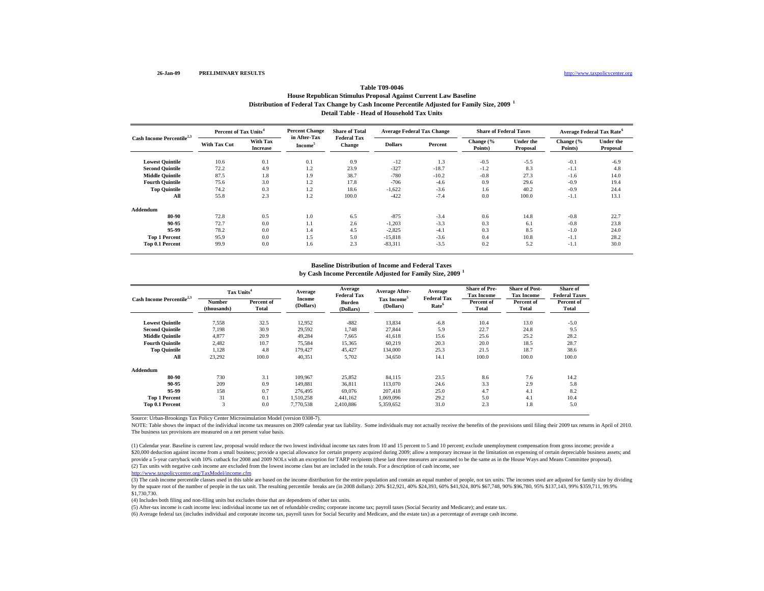26-Jan-09 PRELIMINARY RESULTS http://www.taxpolicycenter.org

**Table T09-0046**

**House Republican Stimulus Proposal Against Current Law Baseline**

**Distribution of Federal Tax Change by Cash Income Percentile Adjusted for Family Size, 2009 [1]**

**Detail Table - Head of Household Tax Units**

| Cash Income Percentile[2,3] | Percent of Tax Units[4] | | Percent Change in After-Tax Income[5] | Share of Total Federal Tax Change | Average Federal Tax Change | | Share of Federal Taxes | | Average Federal Tax Rate[6] | |
|---|---|---|---|---|---|---|---|---|---|---|
| | With Tax Cut | With Tax Increase | | | Dollars | Percent | Change (% Points) | Under the Proposal | Change (% Points) | Under the Proposal |
| Lowest Quintile | 10.6 | 0.1 | 0.1 | 0.9 | -12 | 1.3 | -0.5 | -5.5 | -0.1 | -6.9 |
| Second Quintile | 72.2 | 4.9 | 1.2 | 23.9 | -327 | -18.7 | -1.2 | 8.3 | -1.1 | 4.8 |
| Middle Quintile | 87.5 | 1.8 | 1.9 | 38.7 | -780 | -10.2 | -0.8 | 27.3 | -1.6 | 14.0 |
| Fourth Quintile | 75.6 | 3.0 | 1.2 | 17.8 | -706 | -4.6 | 0.9 | 29.6 | -0.9 | 19.4 |
| Top Quintile | 74.2 | 0.3 | 1.2 | 18.6 | -1,622 | -3.6 | 1.6 | 40.2 | -0.9 | 24.4 |
| All | 55.8 | 2.3 | 1.2 | 100.0 | -422 | -7.4 | 0.0 | 100.0 | -1.1 | 13.1 |
| **Addendum** | | | | | | | | | | |
| 80-90 | 72.8 | 0.5 | 1.0 | 6.5 | -875 | -3.4 | 0.6 | 14.8 | -0.8 | 22.7 |
| 90-95 | 72.7 | 0.0 | 1.1 | 2.6 | -1,203 | -3.3 | 0.3 | 6.1 | -0.8 | 23.8 |
| 95-99 | 78.2 | 0.0 | 1.4 | 4.5 | -2,825 | -4.1 | 0.3 | 8.5 | -1.0 | 24.0 |
| Top 1 Percent | 95.9 | 0.0 | 1.5 | 5.0 | -15,818 | -3.6 | 0.4 | 10.8 | -1.1 | 28.2 |
| Top 0.1 Percent | 99.9 | 0.0 | 1.6 | 2.3 | -83,311 | -3.5 | 0.2 | 5.2 | -1.1 | 30.0 |

**Baseline Distribution of Income and Federal Taxes by Cash Income Percentile Adjusted for Family Size, 2009 [1]**

| Cash Income Percentile[2,3] | Tax Units[4] | | Average Income (Dollars) | Average Federal Tax Burden (Dollars) | Average After-Tax Income[5] (Dollars) | Average Federal Tax Rate[6] | Share of Pre-Tax Income | Share of Post-Tax Income | Share of Federal Taxes |
|---|---|---|---|---|---|---|---|---|---|
| | Number (thousands) | Percent of Total | | | | | Percent of Total | Percent of Total | Percent of Total |
| Lowest Quintile | 7,558 | 32.5 | 12,952 | -882 | 13,834 | -6.8 | 10.4 | 13.0 | -5.0 |
| Second Quintile | 7,198 | 30.9 | 29,592 | 1,748 | 27,844 | 5.9 | 22.7 | 24.8 | 9.5 |
| Middle Quintile | 4,877 | 20.9 | 49,284 | 7,665 | 41,618 | 15.6 | 25.6 | 25.2 | 28.2 |
| Fourth Quintile | 2,482 | 10.7 | 75,584 | 15,365 | 60,219 | 20.3 | 20.0 | 18.5 | 28.7 |
| Top Quintile | 1,128 | 4.8 | 179,427 | 45,427 | 134,000 | 25.3 | 21.5 | 18.7 | 38.6 |
| All | 23,292 | 100.0 | 40,351 | 5,702 | 34,650 | 14.1 | 100.0 | 100.0 | 100.0 |
| **Addendum** | | | | | | | | | |
| 80-90 | 730 | 3.1 | 109,967 | 25,852 | 84,115 | 23.5 | 8.6 | 7.6 | 14.2 |
| 90-95 | 209 | 0.9 | 149,881 | 36,811 | 113,070 | 24.6 | 3.3 | 2.9 | 5.8 |
| 95-99 | 158 | 0.7 | 276,495 | 69,076 | 207,418 | 25.0 | 4.7 | 4.1 | 8.2 |
| Top 1 Percent | 31 | 0.1 | 1,510,258 | 441,162 | 1,069,096 | 29.2 | 5.0 | 4.1 | 10.4 |
| Top 0.1 Percent | 3 | 0.0 | 7,770,538 | 2,410,886 | 5,359,652 | 31.0 | 2.3 | 1.8 | 5.0 |

Source: Urban-Brookings Tax Policy Center Microsimulation Model (version 0308-7).

NOTE: Table shows the impact of the individual income tax measures on 2009 calendar year tax liability. Some individuals may not actually receive the benefits of the provisions until filing their 2009 tax returns in April of 2010. The business tax provisions are measured on a net present value basis.

(1) Calendar year. Baseline is current law, proposal would reduce the two lowest individual income tax rates from 10 and 15 percent to 5 and 10 percent; exclude unemployment compensation from gross income; provide a $20,000 deduction against income from a small business; provide a special allowance for certain property acquired during 2009; allow a temporary increase in the limitation on expensing of certain depreciable business assets; and provide a 5-year carryback with 10% cutback for 2008 and 2009 NOLs with an exception for TARP recipients (these last three measures are assumed to be the same as in the House Ways and Means Committee proposal).

(2) Tax units with negative cash income are excluded from the lowest income class but are included in the totals. For a description of cash income, see http://www.taxpolicycenter.org/TaxModel/income.cfm

(3) The cash income percentile classes used in this table are based on the income distribution for the entire population and contain an equal number of people, not tax units. The incomes used are adjusted for family size by dividing by the square root of the number of people in the tax unit. The resulting percentile breaks are (in 2008 dollars): 20% $12,921, 40% $24,393, 60% $41,924, 80% $67,748, 90% $96,780, 95% $137,143, 99% $359,711, 99.9% $1,730,730.

(4) Includes both filing and non-filing units but excludes those that are dependents of other tax units.

(5) After-tax income is cash income less: individual income tax net of refundable credits; corporate income tax; payroll taxes (Social Security and Medicare); and estate tax.

(6) Average federal tax (includes individual and corporate income tax, payroll taxes for Social Security and Medicare, and the estate tax) as a percentage of average cash income.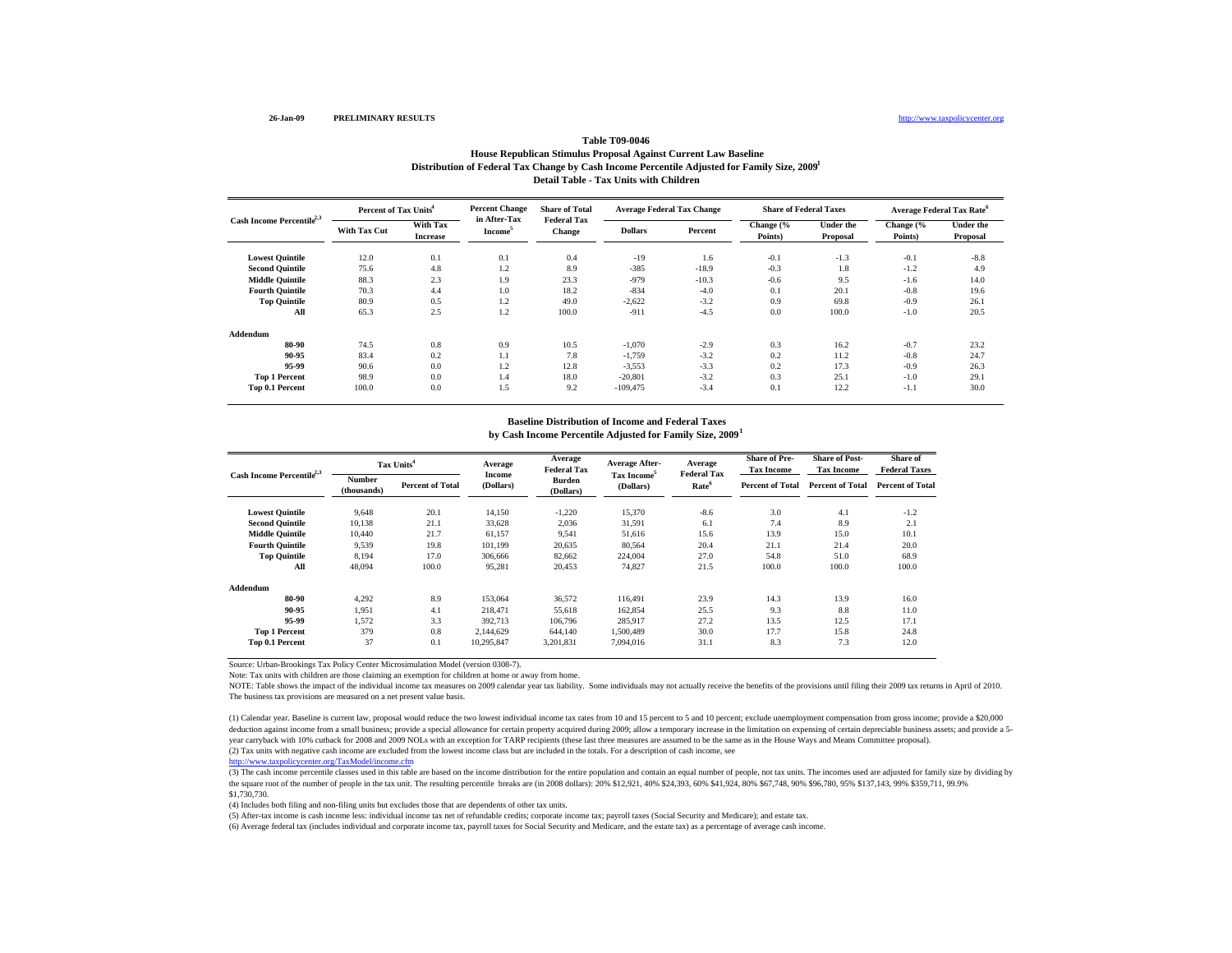26-Jan-09 PRELIMINARY RESULTS http://www.taxpolicycenter.org

# Table T09-0046

## House Republican Stimulus Proposal Against Current Law Baseline
## Distribution of Federal Tax Change by Cash Income Percentile Adjusted for Family Size, 2009[1]
## Detail Table - Tax Units with Children

| Cash Income Percentile[2,3] | Percent of Tax Units[4] | | Percent Change in After-Tax Income[5] | Share of Total Federal Tax Change | Average Federal Tax Change | | Share of Federal Taxes | | Average Federal Tax Rate[6] | |
|---|---|---|---|---|---|---|---|---|---|---|
| | With Tax Cut | With Tax Increase | | | Dollars | Percent | Change (% Points) | Under the Proposal | Change (% Points) | Under the Proposal |
| Lowest Quintile | 12.0 | 0.1 | 0.1 | 0.4 | -19 | 1.6 | -0.1 | -1.3 | -0.1 | -8.8 |
| Second Quintile | 75.6 | 4.8 | 1.2 | 8.9 | -385 | -18.9 | -0.3 | 1.8 | -1.2 | 4.9 |
| Middle Quintile | 88.3 | 2.3 | 1.9 | 23.3 | -979 | -10.3 | -0.6 | 9.5 | -1.6 | 14.0 |
| Fourth Quintile | 70.3 | 4.4 | 1.0 | 18.2 | -834 | -4.0 | 0.1 | 20.1 | -0.8 | 19.6 |
| Top Quintile | 80.9 | 0.5 | 1.2 | 49.0 | -2,622 | -3.2 | 0.9 | 69.8 | -0.9 | 26.1 |
| All | 65.3 | 2.5 | 1.2 | 100.0 | -911 | -4.5 | 0.0 | 100.0 | -1.0 | 20.5 |
| **Addendum** | | | | | | | | | | |
| 80-90 | 74.5 | 0.8 | 0.9 | 10.5 | -1,070 | -2.9 | 0.3 | 16.2 | -0.7 | 23.2 |
| 90-95 | 83.4 | 0.2 | 1.1 | 7.8 | -1,759 | -3.2 | 0.2 | 11.2 | -0.8 | 24.7 |
| 95-99 | 90.6 | 0.0 | 1.2 | 12.8 | -3,553 | -3.3 | 0.2 | 17.3 | -0.9 | 26.3 |
| Top 1 Percent | 98.9 | 0.0 | 1.4 | 18.0 | -20,801 | -3.2 | 0.3 | 25.1 | -1.0 | 29.1 |
| Top 0.1 Percent | 100.0 | 0.0 | 1.5 | 9.2 | -109,475 | -3.4 | 0.1 | 12.2 | -1.1 | 30.0 |

## Baseline Distribution of Income and Federal Taxes
## by Cash Income Percentile Adjusted for Family Size, 2009[1]

| Cash Income Percentile[2,3] | Tax Units[4] | | Average Income (Dollars) | Average Federal Tax Burden (Dollars) | Average After-Tax Income[5] (Dollars) | Average Federal Tax Rate[6] | Share of Pre-Tax Income | Share of Post-Tax Income | Share of Federal Taxes |
|---|---|---|---|---|---|---|---|---|---|
| | Number (thousands) | Percent of Total | | | | | Percent of Total | Percent of Total | Percent of Total |
| Lowest Quintile | 9,648 | 20.1 | 14,150 | -1,220 | 15,370 | -8.6 | 3.0 | 4.1 | -1.2 |
| Second Quintile | 10,138 | 21.1 | 33,628 | 2,036 | 31,591 | 6.1 | 7.4 | 8.9 | 2.1 |
| Middle Quintile | 10,440 | 21.7 | 61,157 | 9,541 | 51,616 | 15.6 | 13.9 | 15.0 | 10.1 |
| Fourth Quintile | 9,539 | 19.8 | 101,199 | 20,635 | 80,564 | 20.4 | 21.1 | 21.4 | 20.0 |
| Top Quintile | 8,194 | 17.0 | 306,666 | 82,662 | 224,004 | 27.0 | 54.8 | 51.0 | 68.9 |
| All | 48,094 | 100.0 | 95,281 | 20,453 | 74,827 | 21.5 | 100.0 | 100.0 | 100.0 |
| **Addendum** | | | | | | | | | |
| 80-90 | 4,292 | 8.9 | 153,064 | 36,572 | 116,491 | 23.9 | 14.3 | 13.9 | 16.0 |
| 90-95 | 1,951 | 4.1 | 218,471 | 55,618 | 162,854 | 25.5 | 9.3 | 8.8 | 11.0 |
| 95-99 | 1,572 | 3.3 | 392,713 | 106,796 | 285,917 | 27.2 | 13.5 | 12.5 | 17.1 |
| Top 1 Percent | 379 | 0.8 | 2,144,629 | 644,140 | 1,500,489 | 30.0 | 17.7 | 15.8 | 24.8 |
| Top 0.1 Percent | 37 | 0.1 | 10,295,847 | 3,201,831 | 7,094,016 | 31.1 | 8.3 | 7.3 | 12.0 |

Source: Urban-Brookings Tax Policy Center Microsimulation Model (version 0308-7).

Note: Tax units with children are those claiming an exemption for children at home or away from home.

NOTE: Table shows the impact of the individual income tax measures on 2009 calendar year tax liability. Some individuals may not actually receive the benefits of the provisions until filing their 2009 tax returns in April of 2010. The business tax provisions are measured on a net present value basis.

(1) Calendar year. Baseline is current law, proposal would reduce the two lowest individual income tax rates from 10 and 15 percent to 5 and 10 percent; exclude unemployment compensation from gross income; provide a $20,000 deduction against income from a small business; provide a special allowance for certain property acquired during 2009; allow a temporary increase in the limitation on expensing of certain depreciable business assets; and provide a 5-year carryback with 10% cutback for 2008 and 2009 NOLs with an exception for TARP recipients (these last three measures are assumed to be the same as in the House Ways and Means Committee proposal).

(2) Tax units with negative cash income are excluded from the lowest income class but are included in the totals. For a description of cash income, see http://www.taxpolicycenter.org/TaxModel/income.cfm

(3) The cash income percentile classes used in this table are based on the income distribution for the entire population and contain an equal number of people, not tax units. The incomes used are adjusted for family size by dividing by the square root of the number of people in the tax unit. The resulting percentile breaks are (in 2008 dollars): 20% $12,921, 40% $24,393, 60% $41,924, 80% $67,748, 90% $96,780, 95% $137,143, 99% $359,711, 99.9% $1,730,730.

(4) Includes both filing and non-filing units but excludes those that are dependents of other tax units.

(5) After-tax income is cash income less: individual income tax net of refundable credits; corporate income tax; payroll taxes (Social Security and Medicare); and estate tax.

(6) Average federal tax (includes individual and corporate income tax, payroll taxes for Social Security and Medicare, and the estate tax) as a percentage of average cash income.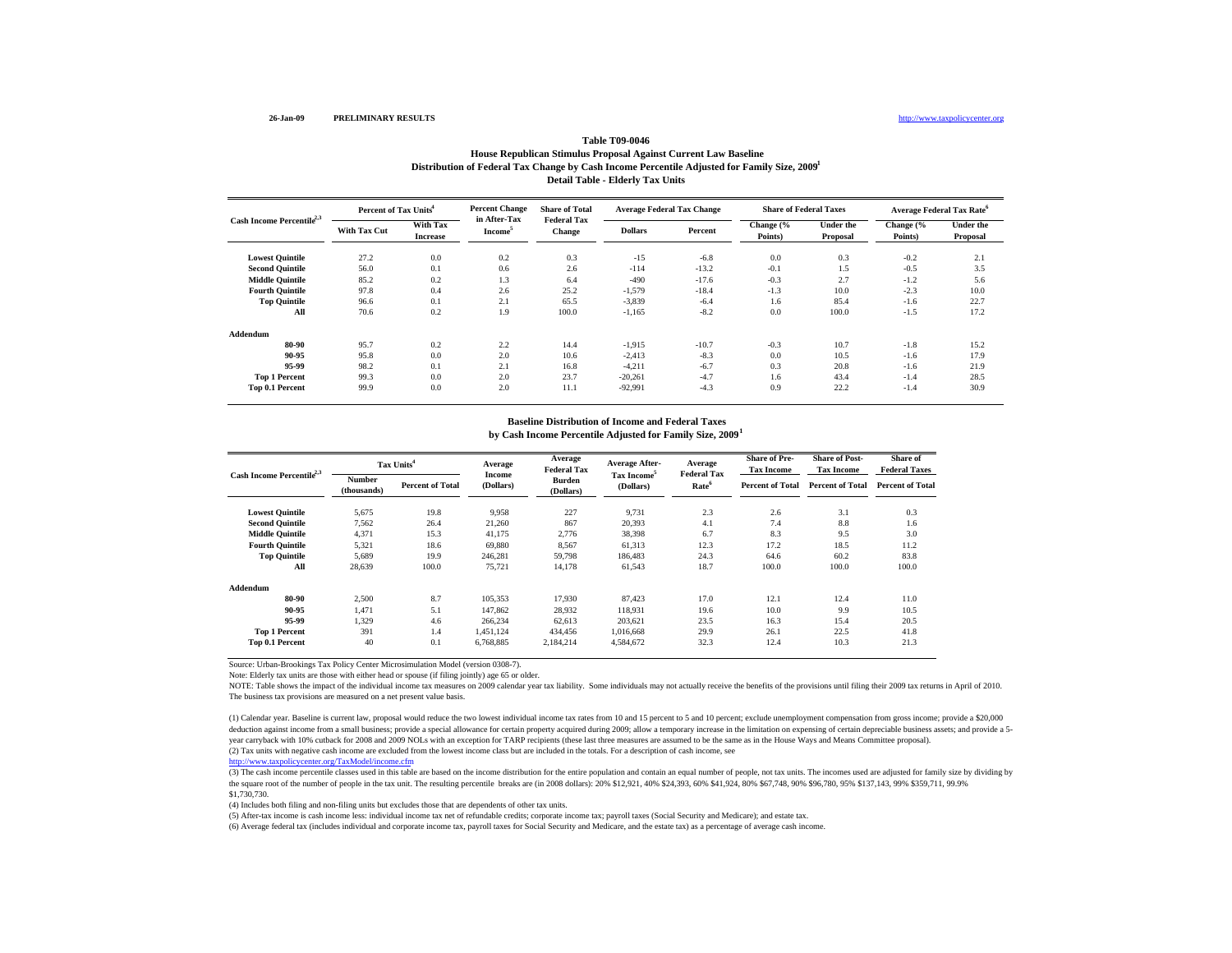26-Jan-09 PRELIMINARY RESULTS http://www.taxpolicycenter.org

## Table T09-0046
### House Republican Stimulus Proposal Against Current Law Baseline
### Distribution of Federal Tax Change by Cash Income Percentile Adjusted for Family Size, 2009[1]
### Detail Table - Elderly Tax Units

| Cash Income Percentile[2,3] | Percent of Tax Units[4] | | Percent Change in After-Tax Income[5] | Share of Total Federal Tax Change | Average Federal Tax Change | | Share of Federal Taxes | | Average Federal Tax Rate[6] | |
|---|---|---|---|---|---|---|---|---|---|---|
| | With Tax Cut | With Tax Increase | | | Dollars | Percent | Change (% Points) | Under the Proposal | Change (% Points) | Under the Proposal |
| Lowest Quintile | 27.2 | 0.0 | 0.2 | 0.3 | -15 | -6.8 | 0.0 | 0.3 | -0.2 | 2.1 |
| Second Quintile | 56.0 | 0.1 | 0.6 | 2.6 | -114 | -13.2 | -0.1 | 1.5 | -0.5 | 3.5 |
| Middle Quintile | 85.2 | 0.2 | 1.3 | 6.4 | -490 | -17.6 | -0.3 | 2.7 | -1.2 | 5.6 |
| Fourth Quintile | 97.8 | 0.4 | 2.6 | 25.2 | -1,579 | -18.4 | -1.3 | 10.0 | -2.3 | 10.0 |
| Top Quintile | 96.6 | 0.1 | 2.1 | 65.5 | -3,839 | -6.4 | 1.6 | 85.4 | -1.6 | 22.7 |
| All | 70.6 | 0.2 | 1.9 | 100.0 | -1,165 | -8.2 | 0.0 | 100.0 | -1.5 | 17.2 |
| **Addendum** | | | | | | | | | | |
| 80-90 | 95.7 | 0.2 | 2.2 | 14.4 | -1,915 | -10.7 | -0.3 | 10.7 | -1.8 | 15.2 |
| 90-95 | 95.8 | 0.0 | 2.0 | 10.6 | -2,413 | -8.3 | 0.0 | 10.5 | -1.6 | 17.9 |
| 95-99 | 98.2 | 0.1 | 2.1 | 16.8 | -4,211 | -6.7 | 0.3 | 20.8 | -1.6 | 21.9 |
| Top 1 Percent | 99.3 | 0.0 | 2.0 | 23.7 | -20,261 | -4.7 | 1.6 | 43.4 | -1.4 | 28.5 |
| Top 0.1 Percent | 99.9 | 0.0 | 2.0 | 11.1 | -92,991 | -4.3 | 0.9 | 22.2 | -1.4 | 30.9 |

### Baseline Distribution of Income and Federal Taxes
### by Cash Income Percentile Adjusted for Family Size, 2009[1]

| Cash Income Percentile[2,3] | Tax Units[4] | | Average Income (Dollars) | Average Federal Tax Burden (Dollars) | Average After-Tax Income[5] (Dollars) | Average Federal Tax Rate[6] | Share of Pre-Tax Income | Share of Post-Tax Income | Share of Federal Taxes |
|---|---|---|---|---|---|---|---|---|---|
| | Number (thousands) | Percent of Total | | | | | Percent of Total | Percent of Total | Percent of Total |
| Lowest Quintile | 5,675 | 19.8 | 9,958 | 227 | 9,731 | 2.3 | 2.6 | 3.1 | 0.3 |
| Second Quintile | 7,562 | 26.4 | 21,260 | 867 | 20,393 | 4.1 | 7.4 | 8.8 | 1.6 |
| Middle Quintile | 4,371 | 15.3 | 41,175 | 2,776 | 38,398 | 6.7 | 8.3 | 9.5 | 3.0 |
| Fourth Quintile | 5,321 | 18.6 | 69,880 | 8,567 | 61,313 | 12.3 | 17.2 | 18.5 | 11.2 |
| Top Quintile | 5,689 | 19.9 | 246,281 | 59,798 | 186,483 | 24.3 | 64.6 | 60.2 | 83.8 |
| All | 28,639 | 100.0 | 75,721 | 14,178 | 61,543 | 18.7 | 100.0 | 100.0 | 100.0 |
| **Addendum** | | | | | | | | | |
| 80-90 | 2,500 | 8.7 | 105,353 | 17,930 | 87,423 | 17.0 | 12.1 | 12.4 | 11.0 |
| 90-95 | 1,471 | 5.1 | 147,862 | 28,932 | 118,931 | 19.6 | 10.0 | 9.9 | 10.5 |
| 95-99 | 1,329 | 4.6 | 266,234 | 62,613 | 203,621 | 23.5 | 16.3 | 15.4 | 20.5 |
| Top 1 Percent | 391 | 1.4 | 1,451,124 | 434,456 | 1,016,668 | 29.9 | 26.1 | 22.5 | 41.8 |
| Top 0.1 Percent | 40 | 0.1 | 6,768,885 | 2,184,214 | 4,584,672 | 32.3 | 12.4 | 10.3 | 21.3 |

Source: Urban-Brookings Tax Policy Center Microsimulation Model (version 0308-7).

Note: Elderly tax units are those with either head or spouse (if filing jointly) age 65 or older.

NOTE: Table shows the impact of the individual income tax measures on 2009 calendar year tax liability. Some individuals may not actually receive the benefits of the provisions until filing their 2009 tax returns in April of 2010. The business tax provisions are measured on a net present value basis.

(1) Calendar year. Baseline is current law, proposal would reduce the two lowest individual income tax rates from 10 and 15 percent to 5 and 10 percent; exclude unemployment compensation from gross income; provide a $20,000 deduction against income from a small business; provide a special allowance for certain property acquired during 2009; allow a temporary increase in the limitation on expensing of certain depreciable business assets; and provide a 5-year carryback with 10% cutback for 2008 and 2009 NOLs with an exception for TARP recipients (these last three measures are assumed to be the same as in the House Ways and Means Committee proposal).

(2) Tax units with negative cash income are excluded from the lowest income class but are included in the totals. For a description of cash income, see http://www.taxpolicycenter.org/TaxModel/income.cfm

(3) The cash income percentile classes used in this table are based on the income distribution for the entire population and contain an equal number of people, not tax units. The incomes used are adjusted for family size by dividing by the square root of the number of people in the tax unit. The resulting percentile breaks are (in 2008 dollars): 20% $12,921, 40% $24,393, 60% $41,924, 80% $67,748, 90% $96,780, 95% $137,143, 99% $359,711, 99.9% $1,730,730.

(4) Includes both filing and non-filing units but excludes those that are dependents of other tax units.

(5) After-tax income is cash income less: individual income tax net of refundable credits; corporate income tax; payroll taxes (Social Security and Medicare); and estate tax.

(6) Average federal tax (includes individual and corporate income tax, payroll taxes for Social Security and Medicare, and the estate tax) as a percentage of average cash income.